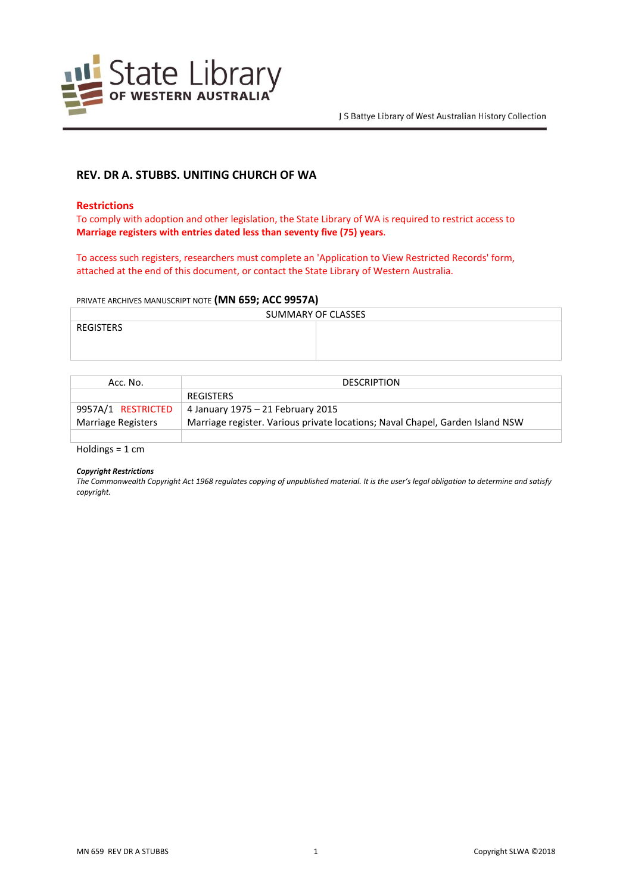State Library OF WESTERN AUSTRALIA

J S Battye Library of West Australian History Collection

## REV. DR A. STUBBS. UNITING CHURCH OF WA

### Restrictions

To comply with adoption and other legislation, the State Library of WA is required to restrict access to **Marriage registers with entries dated less than seventy five (75) years**.

To access such registers, researchers must complete an 'Application to View Restricted Records' form, attached at the end of this document, or contact the State Library of Western Australia.

PRIVATE ARCHIVES MANUSCRIPT NOTE **(MN 659; ACC 9957A)**

| SUMMARY OF CLASSES | |
|---|---|
| REGISTERS | |

| Acc. No. | DESCRIPTION |
|---|---|
| | REGISTERS |
| 9957A/1 RESTRICTED<br>Marriage Registers | 4 January 1975 – 21 February 2015<br>Marriage register. Various private locations; Naval Chapel, Garden Island NSW |
| | |

Holdings = 1 cm

***Copyright Restrictions***

*The Commonwealth Copyright Act 1968 regulates copying of unpublished material. It is the user's legal obligation to determine and satisfy copyright.*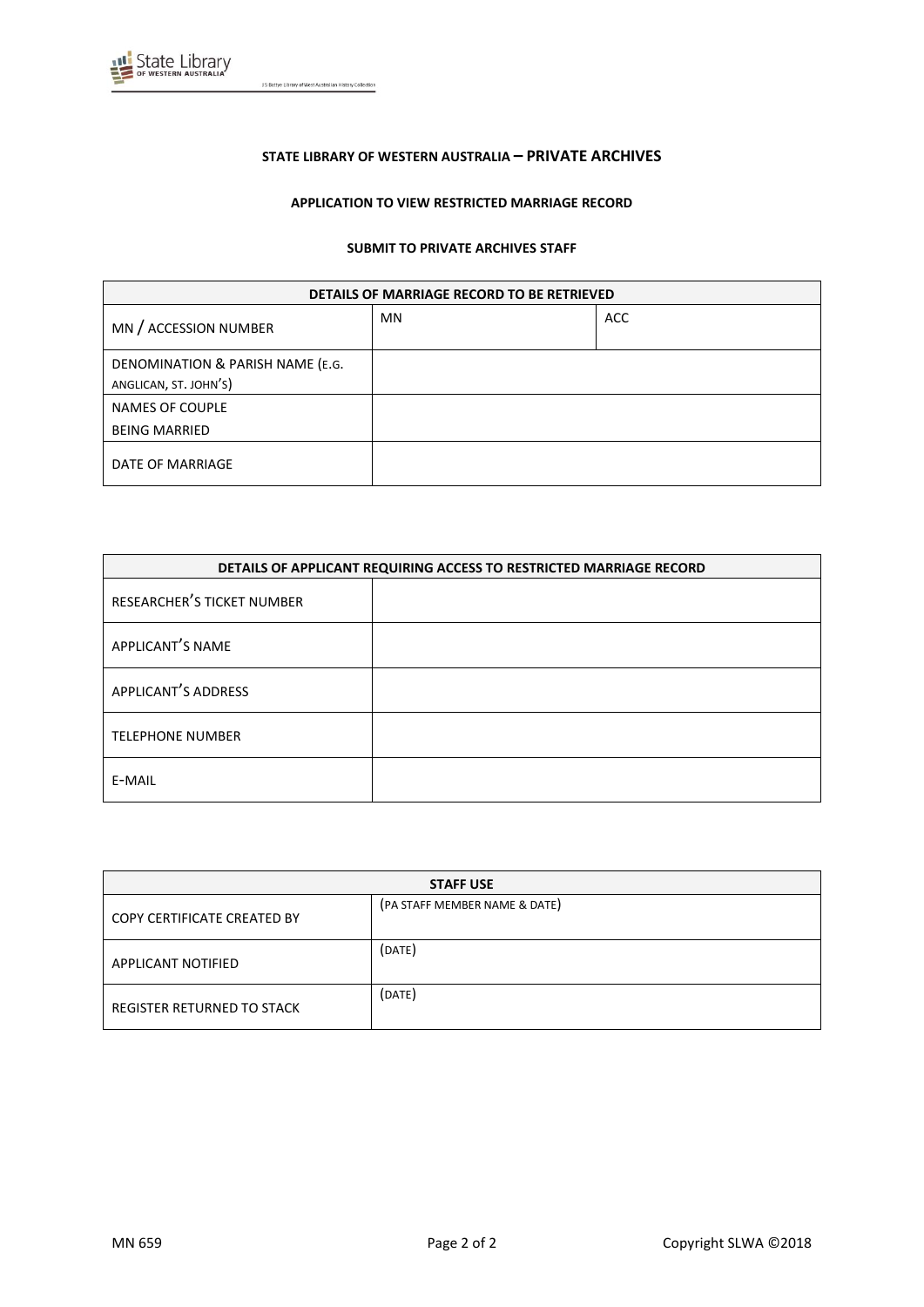### STATE LIBRARY OF WESTERN AUSTRALIA – PRIVATE ARCHIVES

**APPLICATION TO VIEW RESTRICTED MARRIAGE RECORD**

**SUBMIT TO PRIVATE ARCHIVES STAFF**

| DETAILS OF MARRIAGE RECORD TO BE RETRIEVED | | |
|---|---|---|
| MN / ACCESSION NUMBER | MN | ACC |
| DENOMINATION & PARISH NAME (E.G. ANGLICAN, ST. JOHN'S) | | |
| NAMES OF COUPLE BEING MARRIED | | |
| DATE OF MARRIAGE | | |

| DETAILS OF APPLICANT REQUIRING ACCESS TO RESTRICTED MARRIAGE RECORD | |
|---|---|
| RESEARCHER'S TICKET NUMBER | |
| APPLICANT'S NAME | |
| APPLICANT'S ADDRESS | |
| TELEPHONE NUMBER | |
| E-MAIL | |

| STAFF USE | |
|---|---|
| COPY CERTIFICATE CREATED BY | (PA STAFF MEMBER NAME & DATE) |
| APPLICANT NOTIFIED | (DATE) |
| REGISTER RETURNED TO STACK | (DATE) |